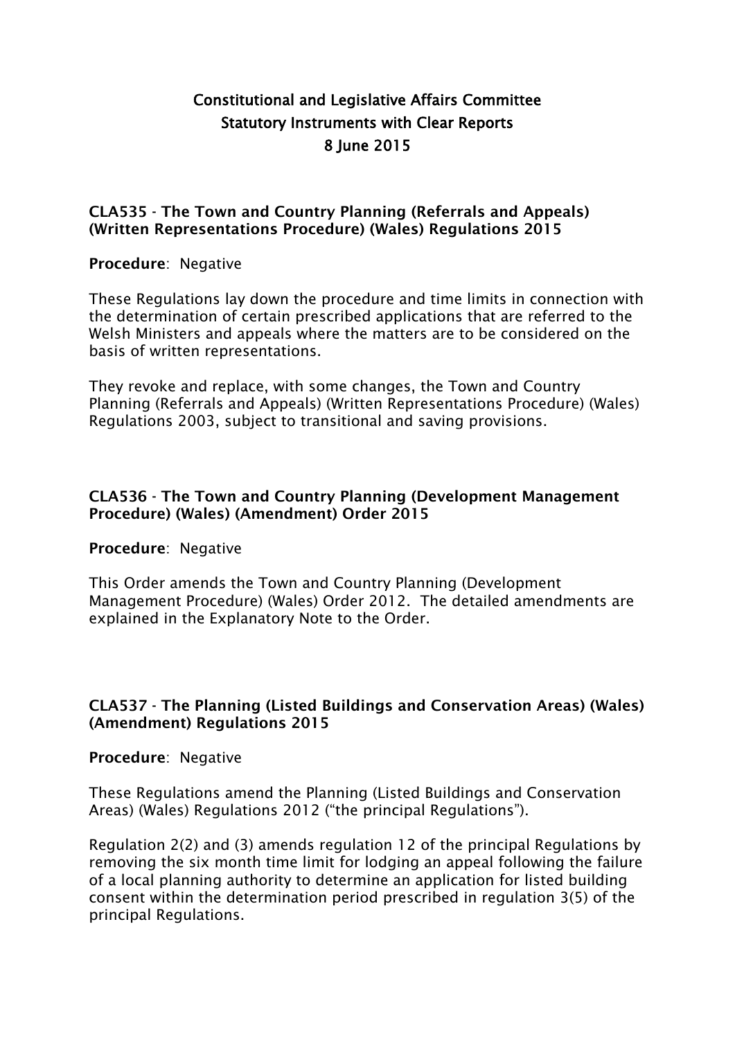# Constitutional and Legislative Affairs Committee
# Statutory Instruments with Clear Reports
# 8 June 2015

## CLA535 - The Town and Country Planning (Referrals and Appeals) (Written Representations Procedure) (Wales) Regulations 2015

**Procedure**: Negative

These Regulations lay down the procedure and time limits in connection with the determination of certain prescribed applications that are referred to the Welsh Ministers and appeals where the matters are to be considered on the basis of written representations.

They revoke and replace, with some changes, the Town and Country Planning (Referrals and Appeals) (Written Representations Procedure) (Wales) Regulations 2003, subject to transitional and saving provisions.

## CLA536 - The Town and Country Planning (Development Management Procedure) (Wales) (Amendment) Order 2015

**Procedure**: Negative

This Order amends the Town and Country Planning (Development Management Procedure) (Wales) Order 2012. The detailed amendments are explained in the Explanatory Note to the Order.

## CLA537 - The Planning (Listed Buildings and Conservation Areas) (Wales) (Amendment) Regulations 2015

**Procedure**: Negative

These Regulations amend the Planning (Listed Buildings and Conservation Areas) (Wales) Regulations 2012 ("the principal Regulations").

Regulation 2(2) and (3) amends regulation 12 of the principal Regulations by removing the six month time limit for lodging an appeal following the failure of a local planning authority to determine an application for listed building consent within the determination period prescribed in regulation 3(5) of the principal Regulations.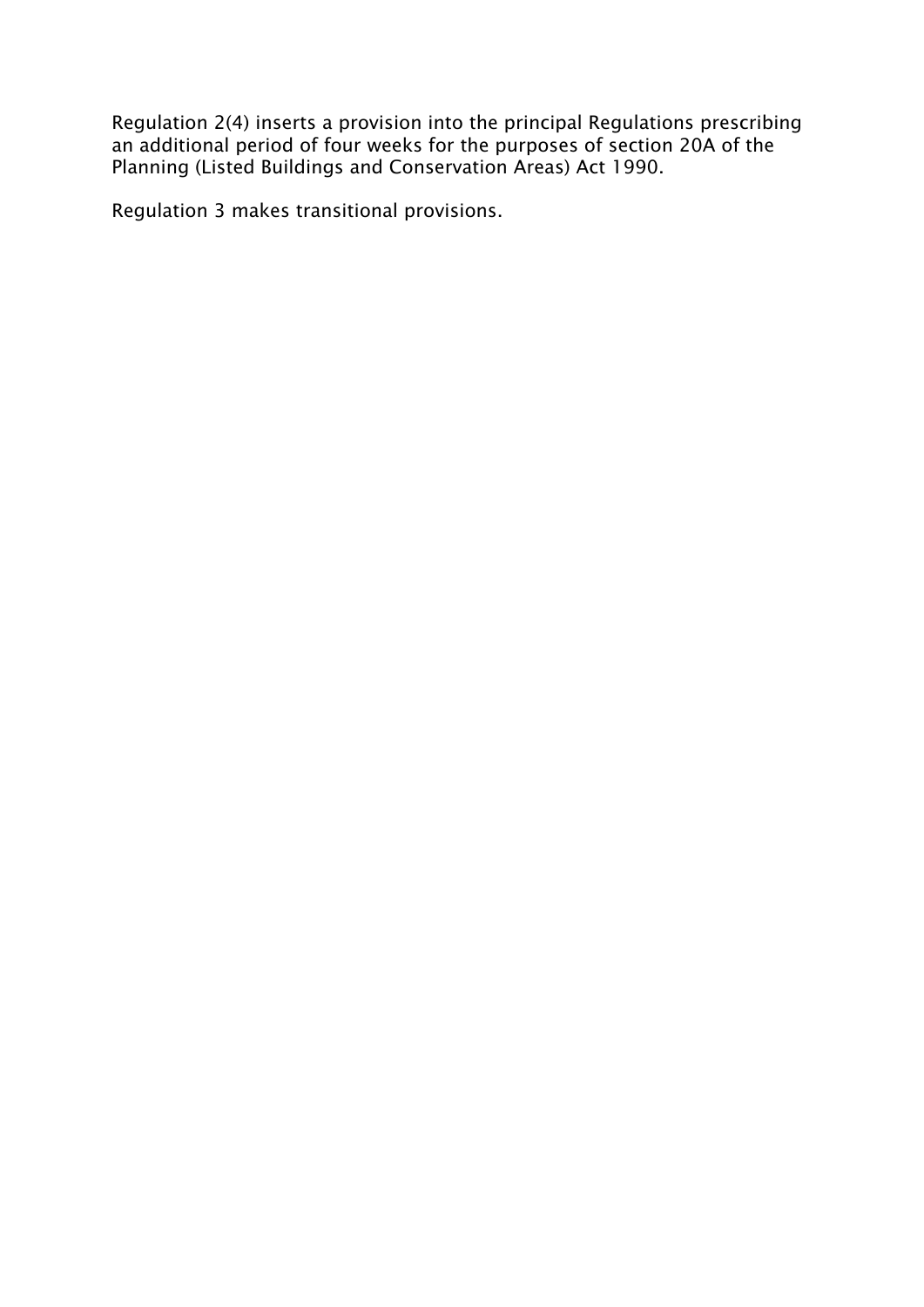Regulation 2(4) inserts a provision into the principal Regulations prescribing an additional period of four weeks for the purposes of section 20A of the Planning (Listed Buildings and Conservation Areas) Act 1990.

Regulation 3 makes transitional provisions.